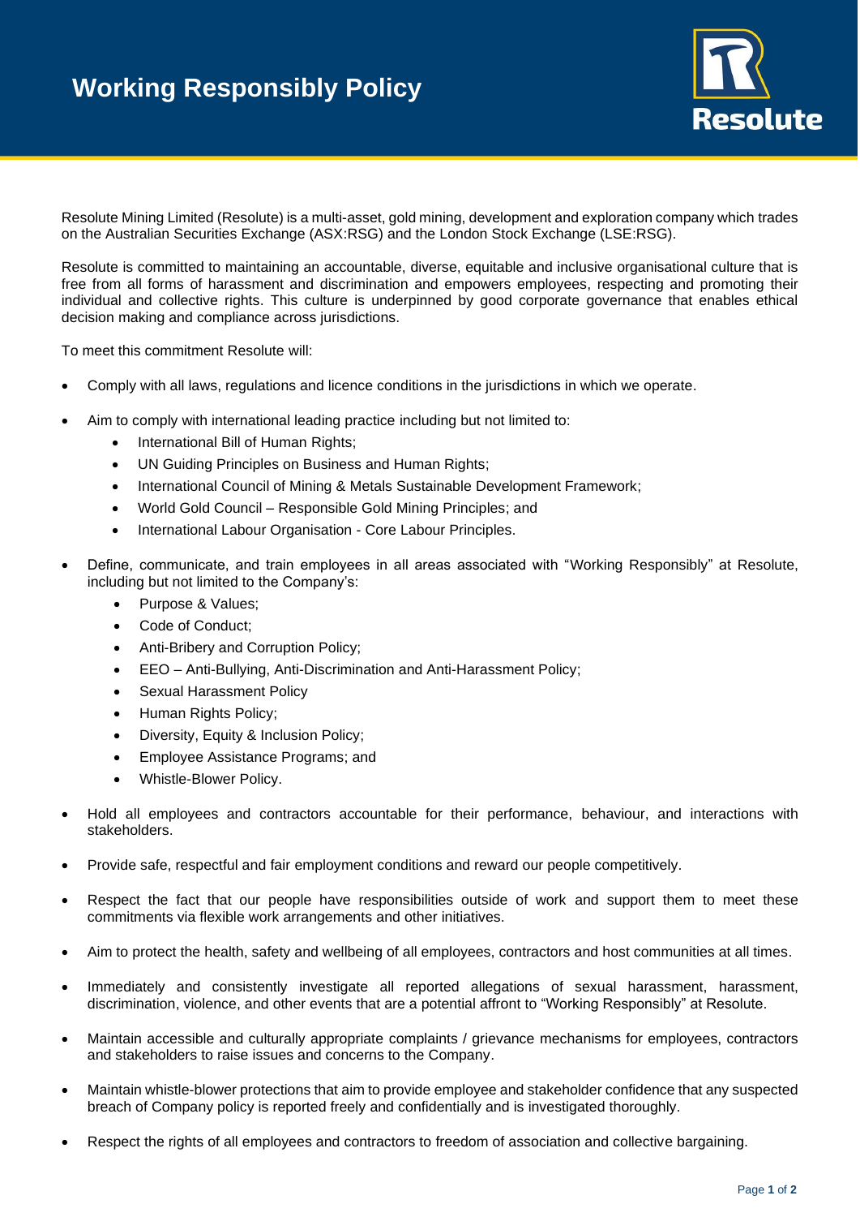# Working Responsibly Policy

Resolute Mining Limited (Resolute) is a multi-asset, gold mining, development and exploration company which trades on the Australian Securities Exchange (ASX:RSG) and the London Stock Exchange (LSE:RSG).

Resolute is committed to maintaining an accountable, diverse, equitable and inclusive organisational culture that is free from all forms of harassment and discrimination and empowers employees, respecting and promoting their individual and collective rights. This culture is underpinned by good corporate governance that enables ethical decision making and compliance across jurisdictions.

To meet this commitment Resolute will:

- Comply with all laws, regulations and licence conditions in the jurisdictions in which we operate.
- Aim to comply with international leading practice including but not limited to:
  - International Bill of Human Rights;
  - UN Guiding Principles on Business and Human Rights;
  - International Council of Mining & Metals Sustainable Development Framework;
  - World Gold Council – Responsible Gold Mining Principles; and
  - International Labour Organisation - Core Labour Principles.
- Define, communicate, and train employees in all areas associated with “Working Responsibly” at Resolute, including but not limited to the Company’s:
  - Purpose & Values;
  - Code of Conduct;
  - Anti-Bribery and Corruption Policy;
  - EEO – Anti-Bullying, Anti-Discrimination and Anti-Harassment Policy;
  - Sexual Harassment Policy
  - Human Rights Policy;
  - Diversity, Equity & Inclusion Policy;
  - Employee Assistance Programs; and
  - Whistle-Blower Policy.
- Hold all employees and contractors accountable for their performance, behaviour, and interactions with stakeholders.
- Provide safe, respectful and fair employment conditions and reward our people competitively.
- Respect the fact that our people have responsibilities outside of work and support them to meet these commitments via flexible work arrangements and other initiatives.
- Aim to protect the health, safety and wellbeing of all employees, contractors and host communities at all times.
- Immediately and consistently investigate all reported allegations of sexual harassment, harassment, discrimination, violence, and other events that are a potential affront to “Working Responsibly” at Resolute.
- Maintain accessible and culturally appropriate complaints / grievance mechanisms for employees, contractors and stakeholders to raise issues and concerns to the Company.
- Maintain whistle-blower protections that aim to provide employee and stakeholder confidence that any suspected breach of Company policy is reported freely and confidentially and is investigated thoroughly.
- Respect the rights of all employees and contractors to freedom of association and collective bargaining.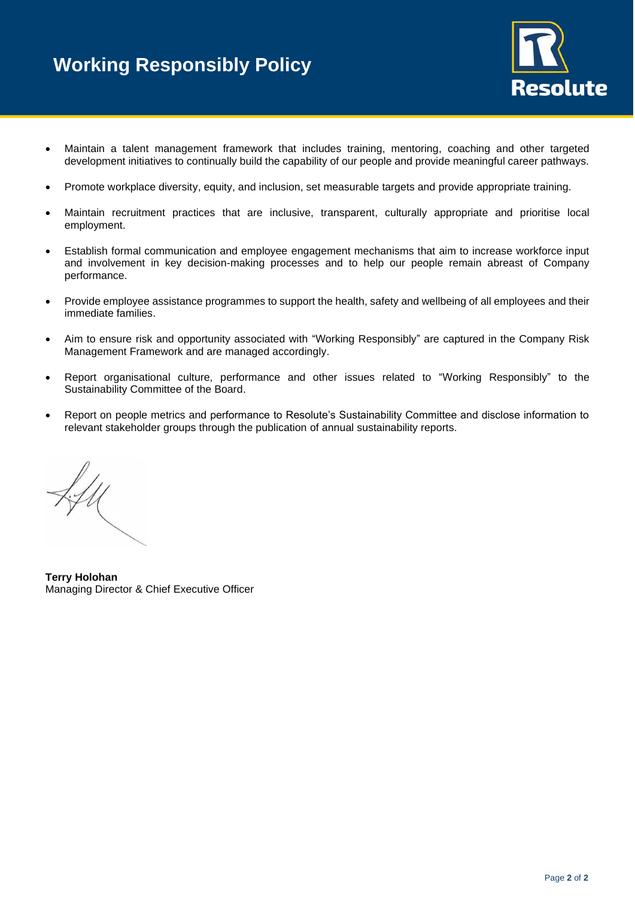# Working Responsibly Policy

- Maintain a talent management framework that includes training, mentoring, coaching and other targeted development initiatives to continually build the capability of our people and provide meaningful career pathways.

- Promote workplace diversity, equity, and inclusion, set measurable targets and provide appropriate training.

- Maintain recruitment practices that are inclusive, transparent, culturally appropriate and prioritise local employment.

- Establish formal communication and employee engagement mechanisms that aim to increase workforce input and involvement in key decision-making processes and to help our people remain abreast of Company performance.

- Provide employee assistance programmes to support the health, safety and wellbeing of all employees and their immediate families.

- Aim to ensure risk and opportunity associated with "Working Responsibly" are captured in the Company Risk Management Framework and are managed accordingly.

- Report organisational culture, performance and other issues related to "Working Responsibly" to the Sustainability Committee of the Board.

- Report on people metrics and performance to Resolute's Sustainability Committee and disclose information to relevant stakeholder groups through the publication of annual sustainability reports.

**Terry Holohan**
Managing Director & Chief Executive Officer